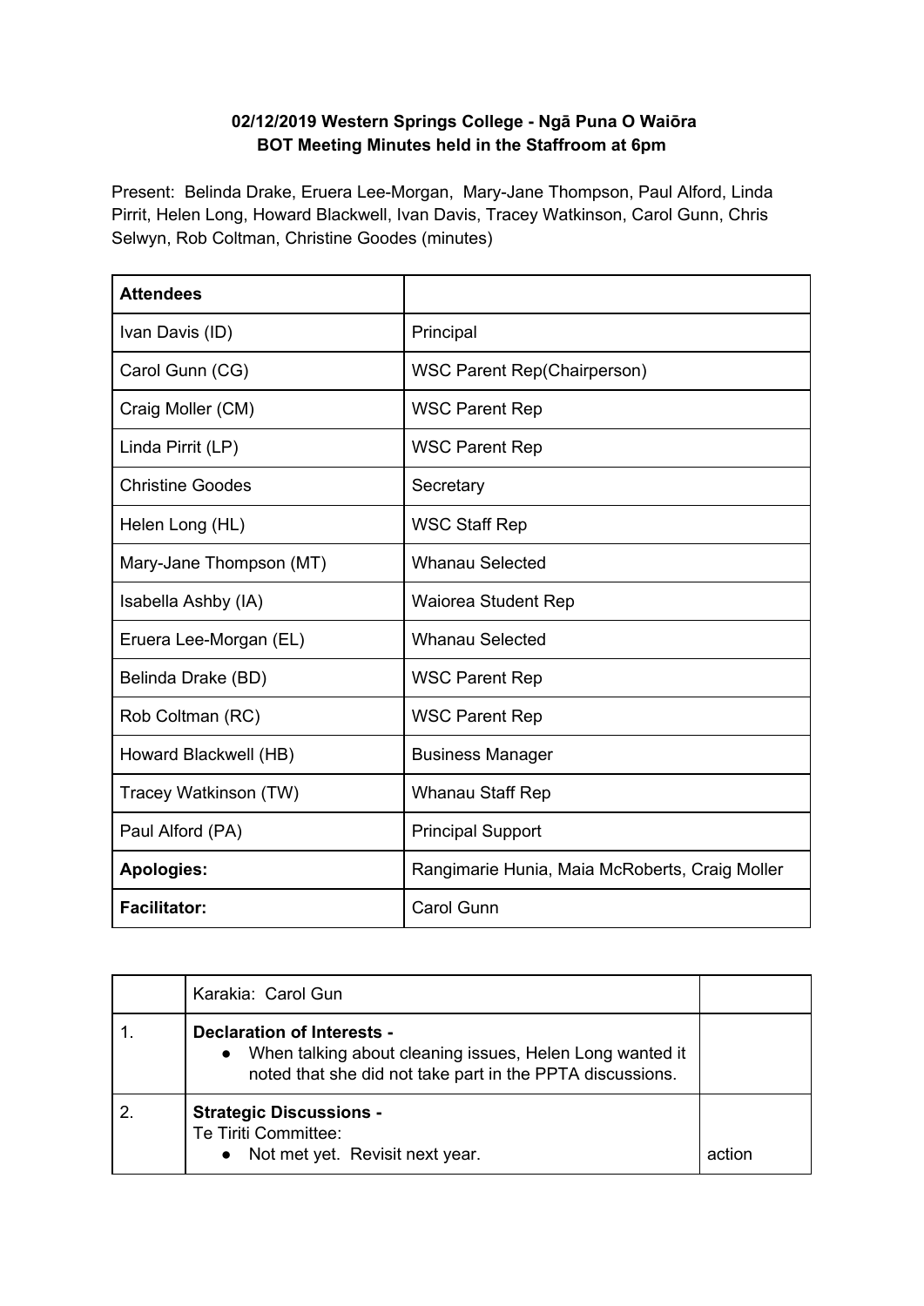**02/12/2019 Western Springs College - Ngā Puna O Waiōra**
**BOT Meeting Minutes held in the Staffroom at 6pm**

Present: Belinda Drake, Eruera Lee-Morgan, Mary-Jane Thompson, Paul Alford, Linda Pirrit, Helen Long, Howard Blackwell, Ivan Davis, Tracey Watkinson, Carol Gunn, Chris Selwyn, Rob Coltman, Christine Goodes (minutes)

| **Attendees** | |
|---|---|
| Ivan Davis (ID) | Principal |
| Carol Gunn (CG) | WSC Parent Rep(Chairperson) |
| Craig Moller (CM) | WSC Parent Rep |
| Linda Pirrit (LP) | WSC Parent Rep |
| Christine Goodes | Secretary |
| Helen Long (HL) | WSC Staff Rep |
| Mary-Jane Thompson (MT) | Whanau Selected |
| Isabella Ashby (IA) | Waiorea Student Rep |
| Eruera Lee-Morgan (EL) | Whanau Selected |
| Belinda Drake (BD) | WSC Parent Rep |
| Rob Coltman (RC) | WSC Parent Rep |
| Howard Blackwell (HB) | Business Manager |
| Tracey Watkinson (TW) | Whanau Staff Rep |
| Paul Alford (PA) | Principal Support |
| **Apologies:** | Rangimarie Hunia, Maia McRoberts, Craig Moller |
| **Facilitator:** | Carol Gunn |

| | | |
|---|---|---|
| | Karakia: Carol Gun | |
| 1. | **Declaration of Interests -**<br>• When talking about cleaning issues, Helen Long wanted it noted that she did not take part in the PPTA discussions. | |
| 2. | **Strategic Discussions -**<br>Te Tiriti Committee:<br>• Not met yet. Revisit next year. | action |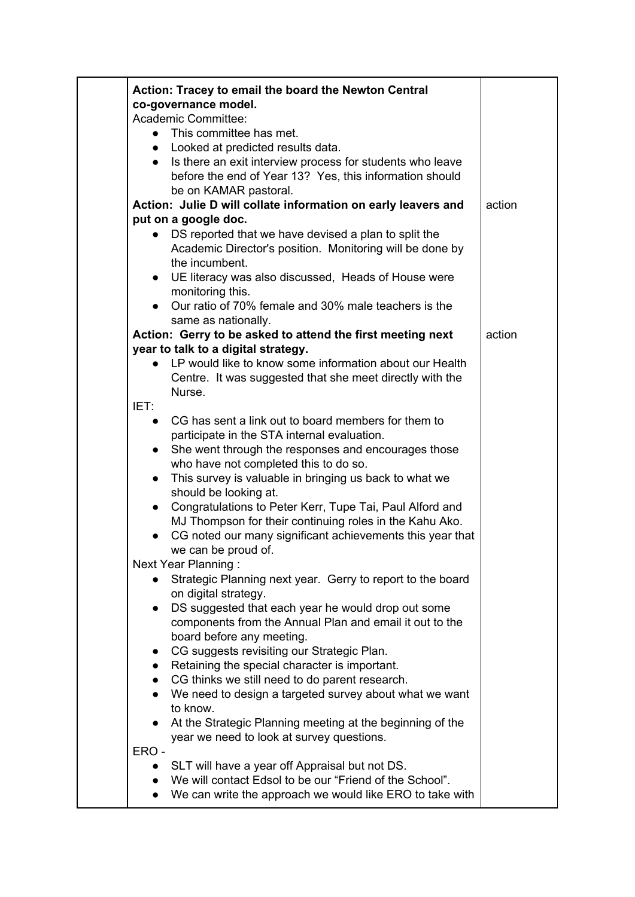| | | |
|---|---|---|
| | **Action: Tracey to email the board the Newton Central co-governance model.**<br>Academic Committee:<br>• This committee has met.<br>• Looked at predicted results data.<br>• Is there an exit interview process for students who leave before the end of Year 13? Yes, this information should be on KAMAR pastoral. | |
| | **Action: Julie D will collate information on early leavers and put on a google doc.**<br>• DS reported that we have devised a plan to split the Academic Director's position. Monitoring will be done by the incumbent.<br>• UE literacy was also discussed, Heads of House were monitoring this.<br>• Our ratio of 70% female and 30% male teachers is the same as nationally. | action |
| | **Action: Gerry to be asked to attend the first meeting next year to talk to a digital strategy.**<br>• LP would like to know some information about our Health Centre. It was suggested that she meet directly with the Nurse.<br>IET:<br>• CG has sent a link out to board members for them to participate in the STA internal evaluation.<br>• She went through the responses and encourages those who have not completed this to do so.<br>• This survey is valuable in bringing us back to what we should be looking at.<br>• Congratulations to Peter Kerr, Tupe Tai, Paul Alford and MJ Thompson for their continuing roles in the Kahu Ako.<br>• CG noted our many significant achievements this year that we can be proud of.<br>Next Year Planning :<br>• Strategic Planning next year. Gerry to report to the board on digital strategy.<br>• DS suggested that each year he would drop out some components from the Annual Plan and email it out to the board before any meeting.<br>• CG suggests revisiting our Strategic Plan.<br>• Retaining the special character is important.<br>• CG thinks we still need to do parent research.<br>• We need to design a targeted survey about what we want to know.<br>• At the Strategic Planning meeting at the beginning of the year we need to look at survey questions.<br>ERO -<br>• SLT will have a year off Appraisal but not DS.<br>• We will contact Edsol to be our "Friend of the School".<br>• We can write the approach we would like ERO to take with | action |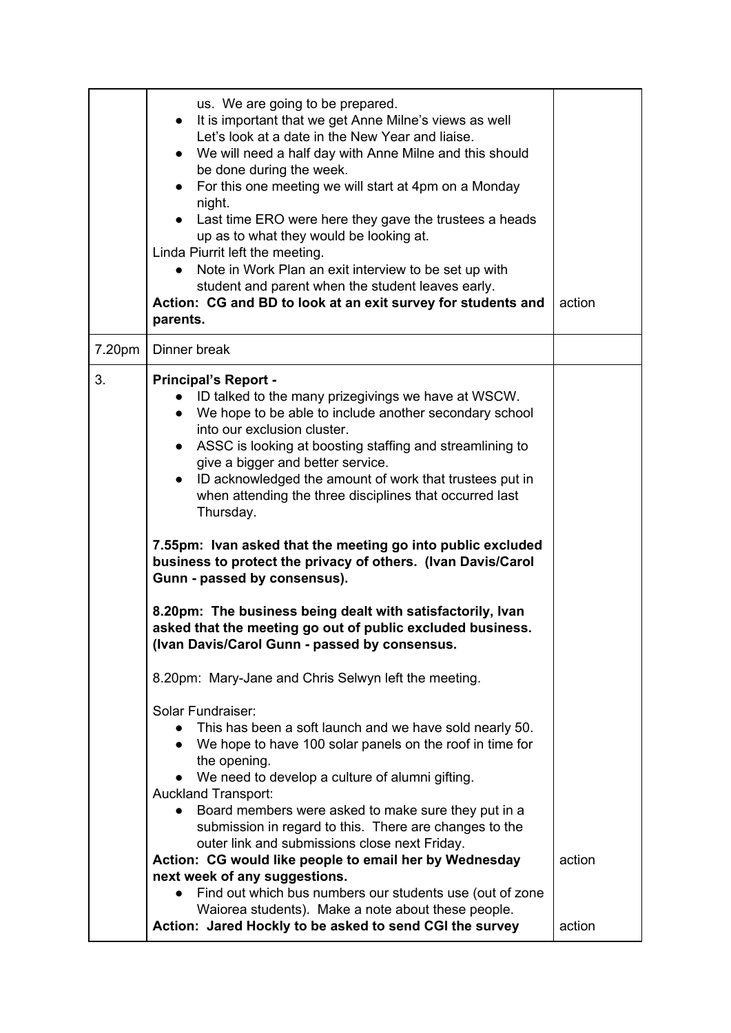| | | |
|---|---|---|
| | us. We are going to be prepared.<br>• It is important that we get Anne Milne's views as well Let's look at a date in the New Year and liaise.<br>• We will need a half day with Anne Milne and this should be done during the week.<br>• For this one meeting we will start at 4pm on a Monday night.<br>• Last time ERO were here they gave the trustees a heads up as to what they would be looking at.<br>Linda Piurrit left the meeting.<br>• Note in Work Plan an exit interview to be set up with student and parent when the student leaves early.<br>**Action: CG and BD to look at an exit survey for students and parents.** | action |
| 7.20pm | Dinner break | |
| 3. | **Principal's Report -**<br>• ID talked to the many prizegivings we have at WSCW.<br>• We hope to be able to include another secondary school into our exclusion cluster.<br>• ASSC is looking at boosting staffing and streamlining to give a bigger and better service.<br>• ID acknowledged the amount of work that trustees put in when attending the three disciplines that occurred last Thursday.<br><br>**7.55pm: Ivan asked that the meeting go into public excluded business to protect the privacy of others. (Ivan Davis/Carol Gunn - passed by consensus).**<br><br>**8.20pm: The business being dealt with satisfactorily, Ivan asked that the meeting go out of public excluded business. (Ivan Davis/Carol Gunn - passed by consensus.**<br><br>8.20pm: Mary-Jane and Chris Selwyn left the meeting.<br><br>Solar Fundraiser:<br>• This has been a soft launch and we have sold nearly 50.<br>• We hope to have 100 solar panels on the roof in time for the opening.<br>• We need to develop a culture of alumni gifting.<br>Auckland Transport:<br>• Board members were asked to make sure they put in a submission in regard to this. There are changes to the outer link and submissions close next Friday.<br>**Action: CG would like people to email her by Wednesday next week of any suggestions.**<br>• Find out which bus numbers our students use (out of zone Waiorea students). Make a note about these people.<br>**Action: Jared Hockly to be asked to send CGI the survey** | <br><br><br><br><br><br><br><br><br><br><br><br><br><br><br><br><br><br><br><br><br><br><br><br><br><br>action<br><br><br>action |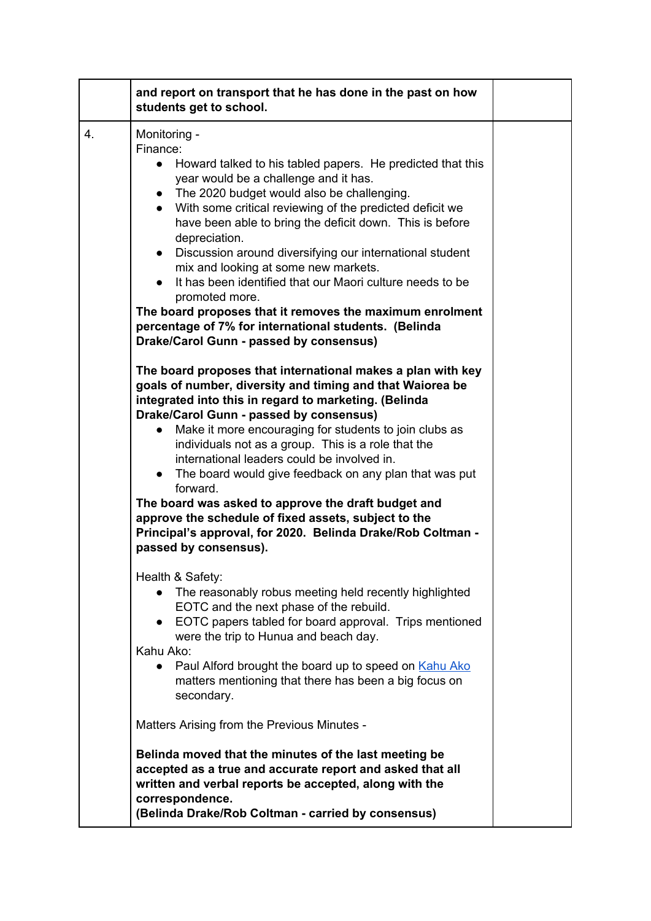| | | |
|---|---|---|
| | **and report on transport that he has done in the past on how students get to school.** | |
| 4. | Monitoring -<br>Finance:<br>• Howard talked to his tabled papers. He predicted that this year would be a challenge and it has.<br>• The 2020 budget would also be challenging.<br>• With some critical reviewing of the predicted deficit we have been able to bring the deficit down. This is before depreciation.<br>• Discussion around diversifying our international student mix and looking at some new markets.<br>• It has been identified that our Maori culture needs to be promoted more.<br>**The board proposes that it removes the maximum enrolment percentage of 7% for international students. (Belinda Drake/Carol Gunn - passed by consensus)**<br><br>**The board proposes that international makes a plan with key goals of number, diversity and timing and that Waiorea be integrated into this in regard to marketing. (Belinda Drake/Carol Gunn - passed by consensus)**<br>• Make it more encouraging for students to join clubs as individuals not as a group. This is a role that the international leaders could be involved in.<br>• The board would give feedback on any plan that was put forward.<br>**The board was asked to approve the draft budget and approve the schedule of fixed assets, subject to the Principal's approval, for 2020. Belinda Drake/Rob Coltman - passed by consensus).**<br><br>Health & Safety:<br>• The reasonably robus meeting held recently highlighted EOTC and the next phase of the rebuild.<br>• EOTC papers tabled for board approval. Trips mentioned were the trip to Hunua and beach day.<br>Kahu Ako:<br>• Paul Alford brought the board up to speed on Kahu Ako matters mentioning that there has been a big focus on secondary.<br><br>Matters Arising from the Previous Minutes -<br><br>**Belinda moved that the minutes of the last meeting be accepted as a true and accurate report and asked that all written and verbal reports be accepted, along with the correspondence.**<br>**(Belinda Drake/Rob Coltman - carried by consensus)** | |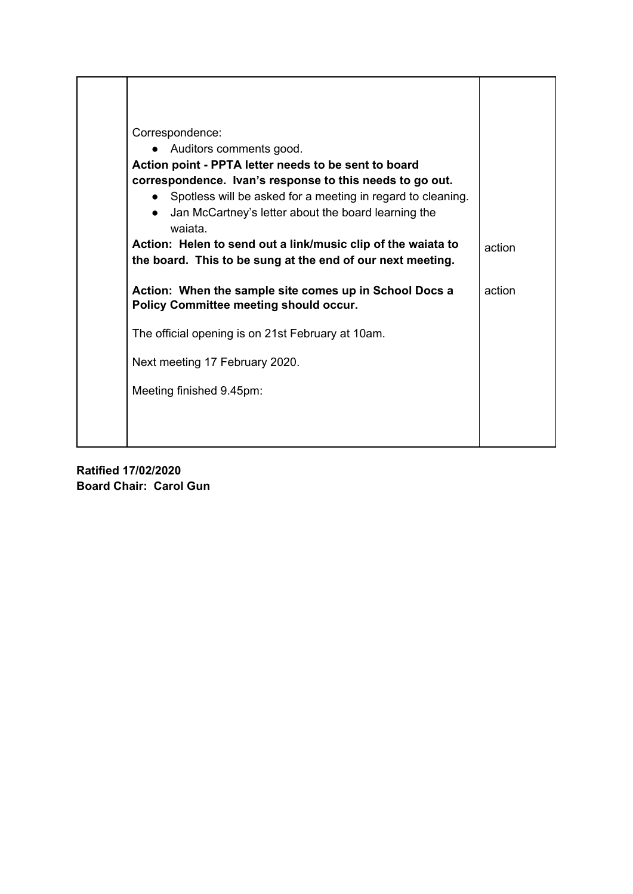| | | |
|---|---|---|
| | Correspondence:<br>• Auditors comments good.<br>**Action point - PPTA letter needs to be sent to board correspondence. Ivan's response to this needs to go out.**<br>• Spotless will be asked for a meeting in regard to cleaning.<br>• Jan McCartney's letter about the board learning the waiata.<br>**Action: Helen to send out a link/music clip of the waiata to the board. This to be sung at the end of our next meeting.** | action |
| | **Action: When the sample site comes up in School Docs a Policy Committee meeting should occur.** | action |
| | The official opening is on 21st February at 10am.<br><br>Next meeting 17 February 2020.<br><br>Meeting finished 9.45pm: | |

**Ratified 17/02/2020**
**Board Chair: Carol Gun**